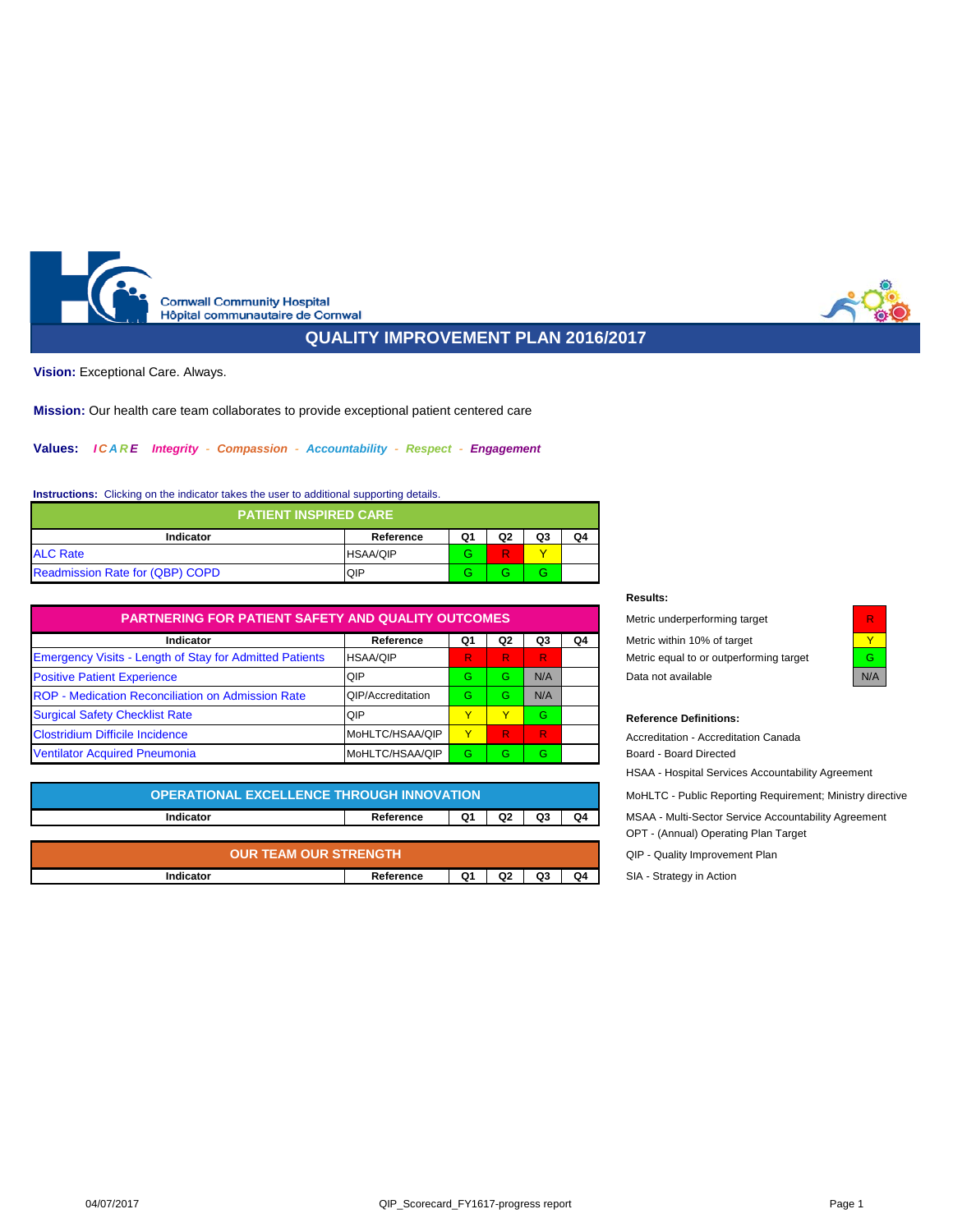Cornwall Community Hospital
Hôpital communautaire de Cornwal

# QUALITY IMPROVEMENT PLAN 2016/2017

**Vision:** Exceptional Care. Always.

**Mission:** Our health care team collaborates to provide exceptional patient centered care

**Values:** *ICARE* *Integrity - Compassion - Accountability - Respect - Engagement*

**Instructions:** Clicking on the indicator takes the user to additional supporting details.

## PATIENT INSPIRED CARE

| Indicator | Reference | Q1 | Q2 | Q3 | Q4 |
|---|---|---|---|---|---|
| ALC Rate | HSAA/QIP | G | R | Y | |
| Readmission Rate for (QBP) COPD | QIP | G | G | G | |

## PARTNERING FOR PATIENT SAFETY AND QUALITY OUTCOMES

| Indicator | Reference | Q1 | Q2 | Q3 | Q4 |
|---|---|---|---|---|---|
| Emergency Visits - Length of Stay for Admitted Patients | HSAA/QIP | R | R | R | |
| Positive Patient Experience | QIP | G | G | N/A | |
| ROP - Medication Reconciliation on Admission Rate | QIP/Accreditation | G | G | N/A | |
| Surgical Safety Checklist Rate | QIP | Y | Y | G | |
| Clostridium Difficile Incidence | MoHLTC/HSAA/QIP | Y | R | R | |
| Ventilator Acquired Pneumonia | MoHLTC/HSAA/QIP | G | G | G | |

## OPERATIONAL EXCELLENCE THROUGH INNOVATION

| Indicator | Reference | Q1 | Q2 | Q3 | Q4 |
|---|---|---|---|---|---|

## OUR TEAM OUR STRENGTH

| Indicator | Reference | Q1 | Q2 | Q3 | Q4 |
|---|---|---|---|---|---|

**Results:**

| Description | Code |
|---|---|
| Metric underperforming target | R |
| Metric within 10% of target | Y |
| Metric equal to or outperforming target | G |
| Data not available | N/A |

**Reference Definitions:**

Accreditation - Accreditation Canada
Board - Board Directed
HSAA - Hospital Services Accountability Agreement
MoHLTC - Public Reporting Requirement; Ministry directive
MSAA - Multi-Sector Service Accountability Agreement
OPT - (Annual) Operating Plan Target
QIP - Quality Improvement Plan
SIA - Strategy in Action

04/07/2017 QIP_Scorecard_FY1617-progress report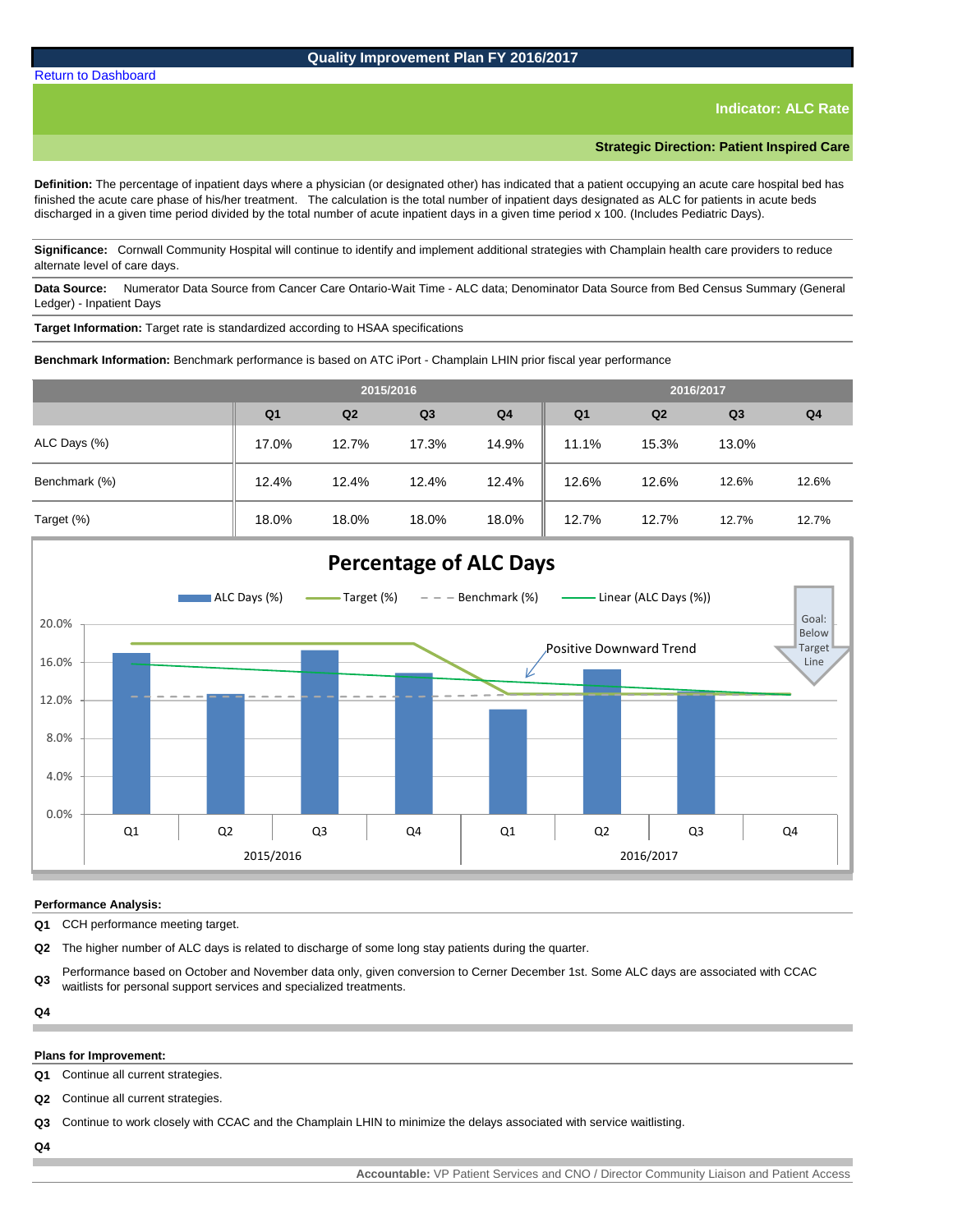# Quality Improvement Plan FY 2016/2017

Return to Dashboard

## Indicator: ALC Rate

### Strategic Direction: Patient Inspired Care

**Definition:** The percentage of inpatient days where a physician (or designated other) has indicated that a patient occupying an acute care hospital bed has finished the acute care phase of his/her treatment. The calculation is the total number of inpatient days designated as ALC for patients in acute beds discharged in a given time period divided by the total number of acute inpatient days in a given time period x 100. (Includes Pediatric Days).

**Significance:** Cornwall Community Hospital will continue to identify and implement additional strategies with Champlain health care providers to reduce alternate level of care days.

**Data Source:** Numerator Data Source from Cancer Care Ontario-Wait Time - ALC data; Denominator Data Source from Bed Census Summary (General Ledger) - Inpatient Days

**Target Information:** Target rate is standardized according to HSAA specifications

**Benchmark Information:** Benchmark performance is based on ATC iPort - Champlain LHIN prior fiscal year performance

| | 2015/2016 | | | | 2016/2017 | | | |
|---|---|---|---|---|---|---|---|---|
| | Q1 | Q2 | Q3 | Q4 | Q1 | Q2 | Q3 | Q4 |
| ALC Days (%) | 17.0% | 12.7% | 17.3% | 14.9% | 11.1% | 15.3% | 13.0% | |
| Benchmark (%) | 12.4% | 12.4% | 12.4% | 12.4% | 12.6% | 12.6% | 12.6% | 12.6% |
| Target (%) | 18.0% | 18.0% | 18.0% | 18.0% | 12.7% | 12.7% | 12.7% | 12.7% |

**Performance Analysis:**

**Q1** CCH performance meeting target.

**Q2** The higher number of ALC days is related to discharge of some long stay patients during the quarter.

**Q3** Performance based on October and November data only, given conversion to Cerner December 1st. Some ALC days are associated with CCAC waitlists for personal support services and specialized treatments.

**Q4**

**Plans for Improvement:**

**Q1** Continue all current strategies.

**Q2** Continue all current strategies.

**Q3** Continue to work closely with CCAC and the Champlain LHIN to minimize the delays associated with service waitlisting.

**Q4**

**Accountable:** VP Patient Services and CNO / Director Community Liaison and Patient Access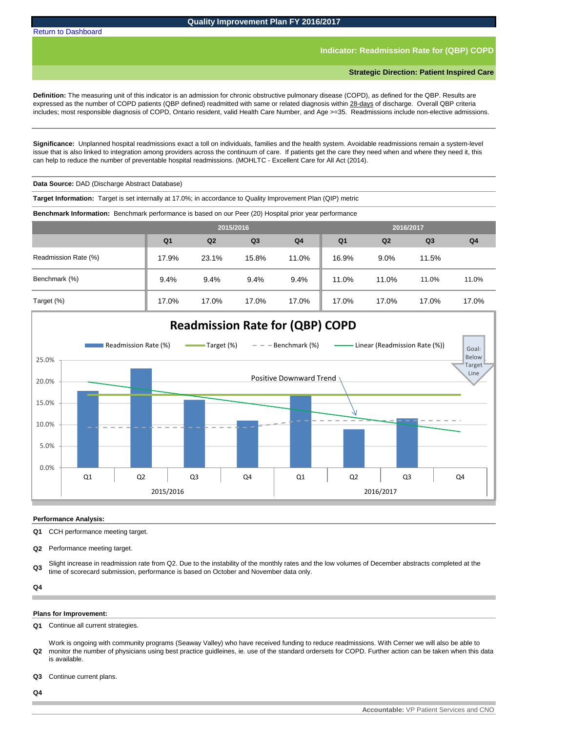# Quality Improvement Plan FY 2016/2017

Return to Dashboard

## Indicator: Readmission Rate for (QBP) COPD

**Strategic Direction: Patient Inspired Care**

**Definition:** The measuring unit of this indicator is an admission for chronic obstructive pulmonary disease (COPD), as defined for the QBP. Results are expressed as the number of COPD patients (QBP defined) readmitted with same or related diagnosis within 28-days of discharge. Overall QBP criteria includes; most responsible diagnosis of COPD, Ontario resident, valid Health Care Number, and Age >=35. Readmissions include non-elective admissions.

**Significance:** Unplanned hospital readmissions exact a toll on individuals, families and the health system. Avoidable readmissions remain a system-level issue that is also linked to integration among providers across the continuum of care. If patients get the care they need when and where they need it, this can help to reduce the number of preventable hospital readmissions. (MOHLTC - Excellent Care for All Act (2014).

**Data Source:** DAD (Discharge Abstract Database)

**Target Information:** Target is set internally at 17.0%; in accordance to Quality Improvement Plan (QIP) metric

**Benchmark Information:** Benchmark performance is based on our Peer (20) Hospital prior year performance

| | 2015/2016 | | | | 2016/2017 | | | |
|---|---|---|---|---|---|---|---|---|
| | Q1 | Q2 | Q3 | Q4 | Q1 | Q2 | Q3 | Q4 |
| Readmission Rate (%) | 17.9% | 23.1% | 15.8% | 11.0% | 16.9% | 9.0% | 11.5% | |
| Benchmark (%) | 9.4% | 9.4% | 9.4% | 9.4% | 11.0% | 11.0% | 11.0% | 11.0% |
| Target (%) | 17.0% | 17.0% | 17.0% | 17.0% | 17.0% | 17.0% | 17.0% | 17.0% |

**Performance Analysis:**

**Q1** CCH performance meeting target.

**Q2** Performance meeting target.

**Q3** Slight increase in readmission rate from Q2. Due to the instability of the monthly rates and the low volumes of December abstracts completed at the time of scorecard submission, performance is based on October and November data only.

**Q4**

**Plans for Improvement:**

**Q1** Continue all current strategies.

**Q2** Work is ongoing with community programs (Seaway Valley) who have received funding to reduce readmissions. With Cerner we will also be able to monitor the number of physicians using best practice guideleines, ie. use of the standard ordersets for COPD. Further action can be taken when this data is available.

**Q3** Continue current plans.

**Q4**

**Accountable:** VP Patient Services and CNO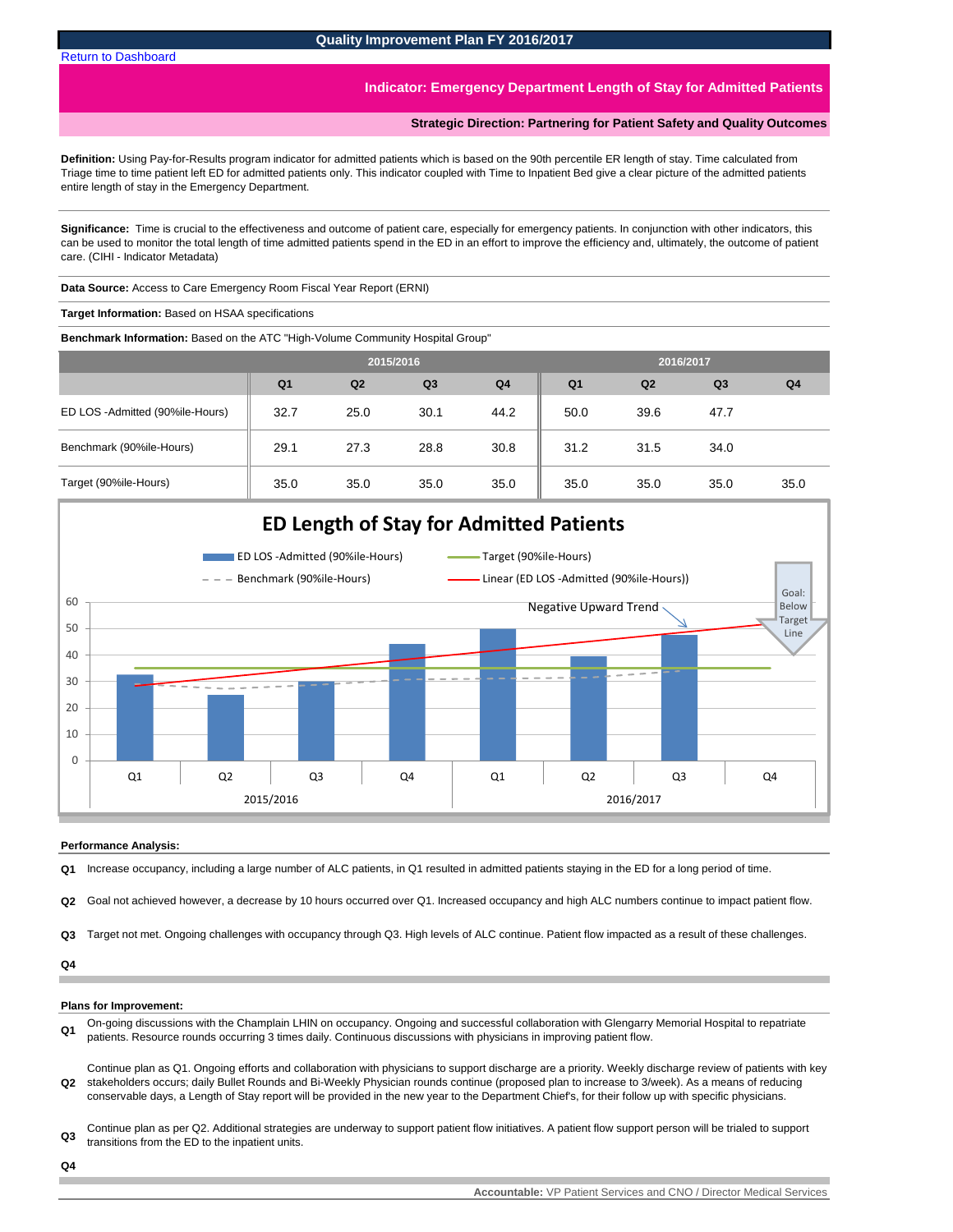# Quality Improvement Plan FY 2016/2017

Return to Dashboard

## Indicator: Emergency Department Length of Stay for Admitted Patients

### Strategic Direction: Partnering for Patient Safety and Quality Outcomes

**Definition:** Using Pay-for-Results program indicator for admitted patients which is based on the 90th percentile ER length of stay. Time calculated from Triage time to time patient left ED for admitted patients only. This indicator coupled with Time to Inpatient Bed give a clear picture of the admitted patients entire length of stay in the Emergency Department.

**Significance:** Time is crucial to the effectiveness and outcome of patient care, especially for emergency patients. In conjunction with other indicators, this can be used to monitor the total length of time admitted patients spend in the ED in an effort to improve the efficiency and, ultimately, the outcome of patient care. (CIHI - Indicator Metadata)

**Data Source:** Access to Care Emergency Room Fiscal Year Report (ERNI)

**Target Information:** Based on HSAA specifications

**Benchmark Information:** Based on the ATC "High-Volume Community Hospital Group"

| | 2015/2016 | | | | 2016/2017 | | | |
|---|---|---|---|---|---|---|---|---|
| | Q1 | Q2 | Q3 | Q4 | Q1 | Q2 | Q3 | Q4 |
| ED LOS -Admitted (90%ile-Hours) | 32.7 | 25.0 | 30.1 | 44.2 | 50.0 | 39.6 | 47.7 | |
| Benchmark (90%ile-Hours) | 29.1 | 27.3 | 28.8 | 30.8 | 31.2 | 31.5 | 34.0 | |
| Target (90%ile-Hours) | 35.0 | 35.0 | 35.0 | 35.0 | 35.0 | 35.0 | 35.0 | 35.0 |

**Performance Analysis:**

**Q1** Increase occupancy, including a large number of ALC patients, in Q1 resulted in admitted patients staying in the ED for a long period of time.

**Q2** Goal not achieved however, a decrease by 10 hours occurred over Q1. Increased occupancy and high ALC numbers continue to impact patient flow.

**Q3** Target not met. Ongoing challenges with occupancy through Q3. High levels of ALC continue. Patient flow impacted as a result of these challenges.

**Q4**

**Plans for Improvement:**

**Q1** On-going discussions with the Champlain LHIN on occupancy. Ongoing and successful collaboration with Glengarry Memorial Hospital to repatriate patients. Resource rounds occurring 3 times daily. Continuous discussions with physicians in improving patient flow.

**Q2** Continue plan as Q1. Ongoing efforts and collaboration with physicians to support discharge are a priority. Weekly discharge review of patients with key stakeholders occurs; daily Bullet Rounds and Bi-Weekly Physician rounds continue (proposed plan to increase to 3/week). As a means of reducing conservable days, a Length of Stay report will be provided in the new year to the Department Chief's, for their follow up with specific physicians.

**Q3** Continue plan as per Q2. Additional strategies are underway to support patient flow initiatives. A patient flow support person will be trialed to support transitions from the ED to the inpatient units.

**Q4**

**Accountable:** VP Patient Services and CNO / Director Medical Services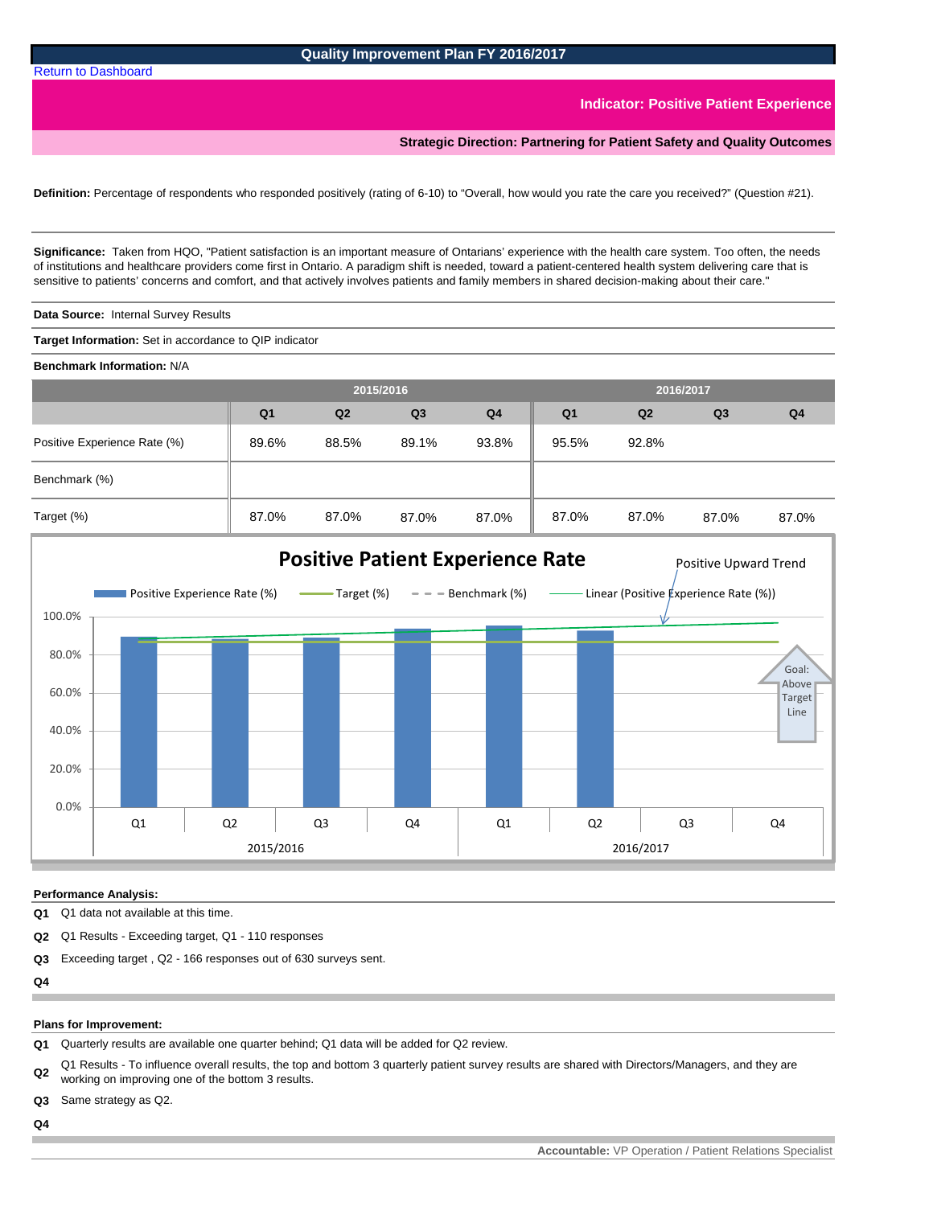# Quality Improvement Plan FY 2016/2017

Return to Dashboard

## Indicator: Positive Patient Experience

**Strategic Direction: Partnering for Patient Safety and Quality Outcomes**

**Definition:** Percentage of respondents who responded positively (rating of 6-10) to "Overall, how would you rate the care you received?" (Question #21).

**Significance:** Taken from HQO, "Patient satisfaction is an important measure of Ontarians' experience with the health care system. Too often, the needs of institutions and healthcare providers come first in Ontario. A paradigm shift is needed, toward a patient-centered health system delivering care that is sensitive to patients' concerns and comfort, and that actively involves patients and family members in shared decision-making about their care."

**Data Source:** Internal Survey Results

**Target Information:** Set in accordance to QIP indicator

**Benchmark Information:** N/A

| | 2015/2016 | | | | 2016/2017 | | | |
|---|---|---|---|---|---|---|---|---|
| | Q1 | Q2 | Q3 | Q4 | Q1 | Q2 | Q3 | Q4 |
| Positive Experience Rate (%) | 89.6% | 88.5% | 89.1% | 93.8% | 95.5% | 92.8% | | |
| Benchmark (%) | | | | | | | | |
| Target (%) | 87.0% | 87.0% | 87.0% | 87.0% | 87.0% | 87.0% | 87.0% | 87.0% |

**Performance Analysis:**

**Q1** Q1 data not available at this time.

**Q2** Q1 Results - Exceeding target, Q1 - 110 responses

**Q3** Exceeding target , Q2 - 166 responses out of 630 surveys sent.

**Q4**

**Plans for Improvement:**

**Q1** Quarterly results are available one quarter behind; Q1 data will be added for Q2 review.

**Q2** Q1 Results - To influence overall results, the top and bottom 3 quarterly patient survey results are shared with Directors/Managers, and they are working on improving one of the bottom 3 results.

**Q3** Same strategy as Q2.

**Q4**

**Accountable:** VP Operation / Patient Relations Specialist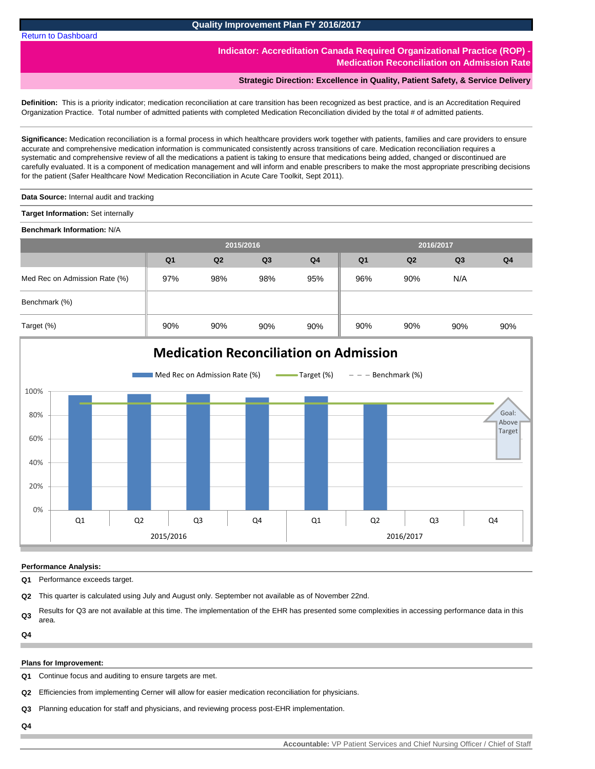## Quality Improvement Plan FY 2016/2017

Return to Dashboard

# Indicator: Accreditation Canada Required Organizational Practice (ROP) - Medication Reconciliation on Admission Rate

### Strategic Direction: Excellence in Quality, Patient Safety, & Service Delivery

**Definition:** This is a priority indicator; medication reconciliation at care transition has been recognized as best practice, and is an Accreditation Required Organization Practice. Total number of admitted patients with completed Medication Reconciliation divided by the total # of admitted patients.

**Significance:** Medication reconciliation is a formal process in which healthcare providers work together with patients, families and care providers to ensure accurate and comprehensive medication information is communicated consistently across transitions of care. Medication reconciliation requires a systematic and comprehensive review of all the medications a patient is taking to ensure that medications being added, changed or discontinued are carefully evaluated. It is a component of medication management and will inform and enable prescribers to make the most appropriate prescribing decisions for the patient (Safer Healthcare Now! Medication Reconciliation in Acute Care Toolkit, Sept 2011).

**Data Source:** Internal audit and tracking

**Target Information:** Set internally

**Benchmark Information:** N/A

| | 2015/2016 | | | | 2016/2017 | | | |
|---|---|---|---|---|---|---|---|---|
| | Q1 | Q2 | Q3 | Q4 | Q1 | Q2 | Q3 | Q4 |
| Med Rec on Admission Rate (%) | 97% | 98% | 98% | 95% | 96% | 90% | N/A | |
| Benchmark (%) | | | | | | | | |
| Target (%) | 90% | 90% | 90% | 90% | 90% | 90% | 90% | 90% |

**Performance Analysis:**

**Q1** Performance exceeds target.

**Q2** This quarter is calculated using July and August only. September not available as of November 22nd.

**Q3** Results for Q3 are not available at this time. The implementation of the EHR has presented some complexities in accessing performance data in this area.

**Q4**

**Plans for Improvement:**

**Q1** Continue focus and auditing to ensure targets are met.

**Q2** Efficiencies from implementing Cerner will allow for easier medication reconciliation for physicians.

**Q3** Planning education for staff and physicians, and reviewing process post-EHR implementation.

**Q4**

**Accountable:** VP Patient Services and Chief Nursing Officer / Chief of Staff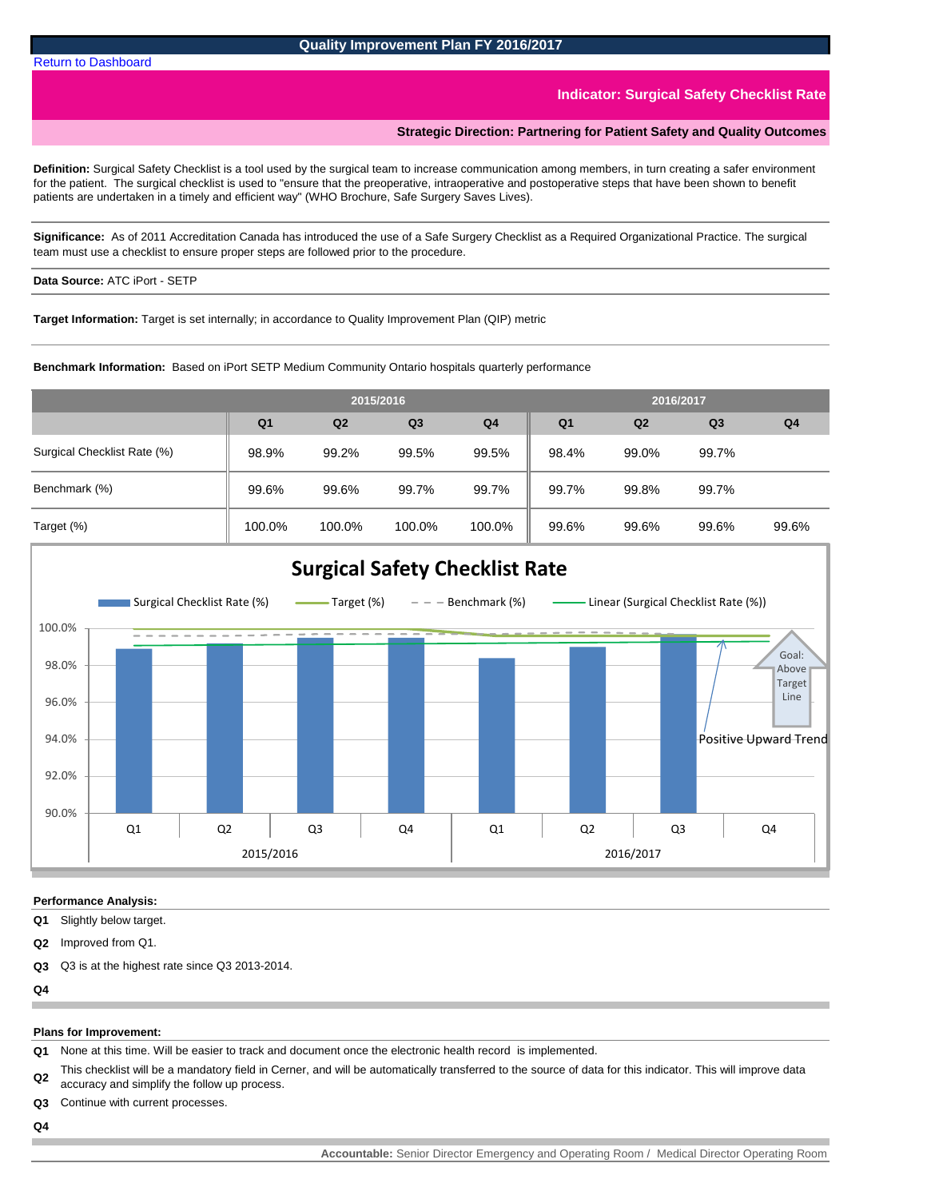## Quality Improvement Plan FY 2016/2017

Return to Dashboard

# Indicator: Surgical Safety Checklist Rate

### Strategic Direction: Partnering for Patient Safety and Quality Outcomes

**Definition:** Surgical Safety Checklist is a tool used by the surgical team to increase communication among members, in turn creating a safer environment for the patient. The surgical checklist is used to "ensure that the preoperative, intraoperative and postoperative steps that have been shown to benefit patients are undertaken in a timely and efficient way" (WHO Brochure, Safe Surgery Saves Lives).

**Significance:** As of 2011 Accreditation Canada has introduced the use of a Safe Surgery Checklist as a Required Organizational Practice. The surgical team must use a checklist to ensure proper steps are followed prior to the procedure.

**Data Source:** ATC iPort - SETP

**Target Information:** Target is set internally; in accordance to Quality Improvement Plan (QIP) metric

**Benchmark Information:** Based on iPort SETP Medium Community Ontario hospitals quarterly performance

| | 2015/2016 | | | | 2016/2017 | | | |
|---|---|---|---|---|---|---|---|---|
| | Q1 | Q2 | Q3 | Q4 | Q1 | Q2 | Q3 | Q4 |
| Surgical Checklist Rate (%) | 98.9% | 99.2% | 99.5% | 99.5% | 98.4% | 99.0% | 99.7% | |
| Benchmark (%) | 99.6% | 99.6% | 99.7% | 99.7% | 99.7% | 99.8% | 99.7% | |
| Target (%) | 100.0% | 100.0% | 100.0% | 100.0% | 99.6% | 99.6% | 99.6% | 99.6% |

**Surgical Safety Checklist Rate**

Surgical Checklist Rate (%) — Target (%) — Benchmark (%) — Linear (Surgical Checklist Rate (%))

Goal: Above Target Line

Positive Upward Trend

**Performance Analysis:**

**Q1** Slightly below target.

**Q2** Improved from Q1.

**Q3** Q3 is at the highest rate since Q3 2013-2014.

**Q4**

**Plans for Improvement:**

**Q1** None at this time. Will be easier to track and document once the electronic health record is implemented.

**Q2** This checklist will be a mandatory field in Cerner, and will be automatically transferred to the source of data for this indicator. This will improve data accuracy and simplify the follow up process.

**Q3** Continue with current processes.

**Q4**

**Accountable:** Senior Director Emergency and Operating Room / Medical Director Operating Room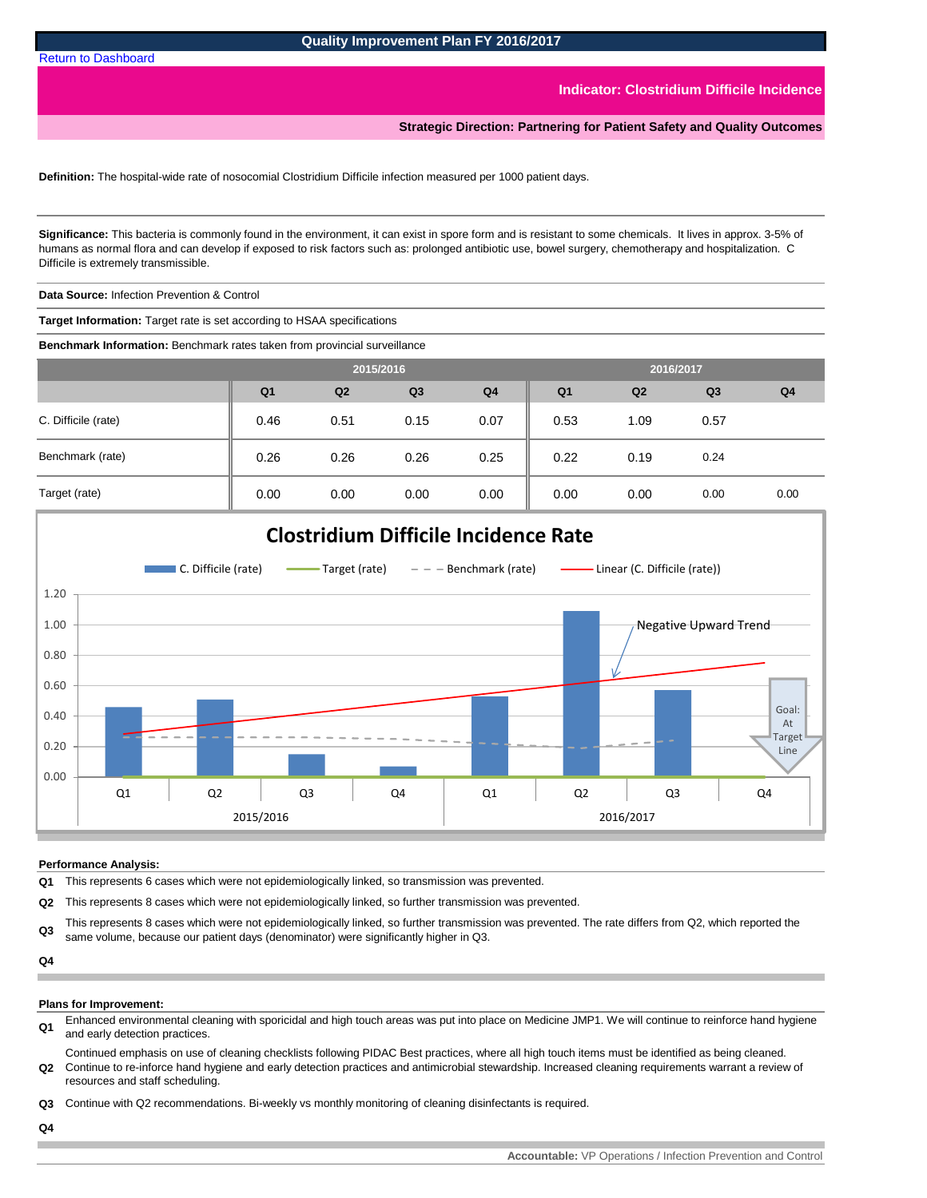# Quality Improvement Plan FY 2016/2017

Return to Dashboard

## Indicator: Clostridium Difficile Incidence

### Strategic Direction: Partnering for Patient Safety and Quality Outcomes

**Definition:** The hospital-wide rate of nosocomial Clostridium Difficile infection measured per 1000 patient days.

**Significance:** This bacteria is commonly found in the environment, it can exist in spore form and is resistant to some chemicals. It lives in approx. 3-5% of humans as normal flora and can develop if exposed to risk factors such as: prolonged antibiotic use, bowel surgery, chemotherapy and hospitalization. C Difficile is extremely transmissible.

**Data Source:** Infection Prevention & Control

**Target Information:** Target rate is set according to HSAA specifications

**Benchmark Information:** Benchmark rates taken from provincial surveillance

| | 2015/2016 | | | | 2016/2017 | | | |
|---|---|---|---|---|---|---|---|---|
| | Q1 | Q2 | Q3 | Q4 | Q1 | Q2 | Q3 | Q4 |
| C. Difficile (rate) | 0.46 | 0.51 | 0.15 | 0.07 | 0.53 | 1.09 | 0.57 | |
| Benchmark (rate) | 0.26 | 0.26 | 0.26 | 0.25 | 0.22 | 0.19 | 0.24 | |
| Target (rate) | 0.00 | 0.00 | 0.00 | 0.00 | 0.00 | 0.00 | 0.00 | 0.00 |

**Clostridium Difficile Incidence Rate**

Legend: C. Difficile (rate); Target (rate); Benchmark (rate); Linear (C. Difficile (rate))

Annotations: Negative Upward Trend; Goal: At Target Line

**Performance Analysis:**

**Q1** This represents 6 cases which were not epidemiologically linked, so transmission was prevented.

**Q2** This represents 8 cases which were not epidemiologically linked, so further transmission was prevented.

**Q3** This represents 8 cases which were not epidemiologically linked, so further transmission was prevented. The rate differs from Q2, which reported the same volume, because our patient days (denominator) were significantly higher in Q3.

**Q4**

**Plans for Improvement:**

**Q1** Enhanced environmental cleaning with sporicidal and high touch areas was put into place on Medicine JMP1. We will continue to reinforce hand hygiene and early detection practices.

**Q2** Continued emphasis on use of cleaning checklists following PIDAC Best practices, where all high touch items must be identified as being cleaned. Continue to re-inforce hand hygiene and early detection practices and antimicrobial stewardship. Increased cleaning requirements warrant a review of resources and staff scheduling.

**Q3** Continue with Q2 recommendations. Bi-weekly vs monthly monitoring of cleaning disinfectants is required.

**Q4**

**Accountable:** VP Operations / Infection Prevention and Control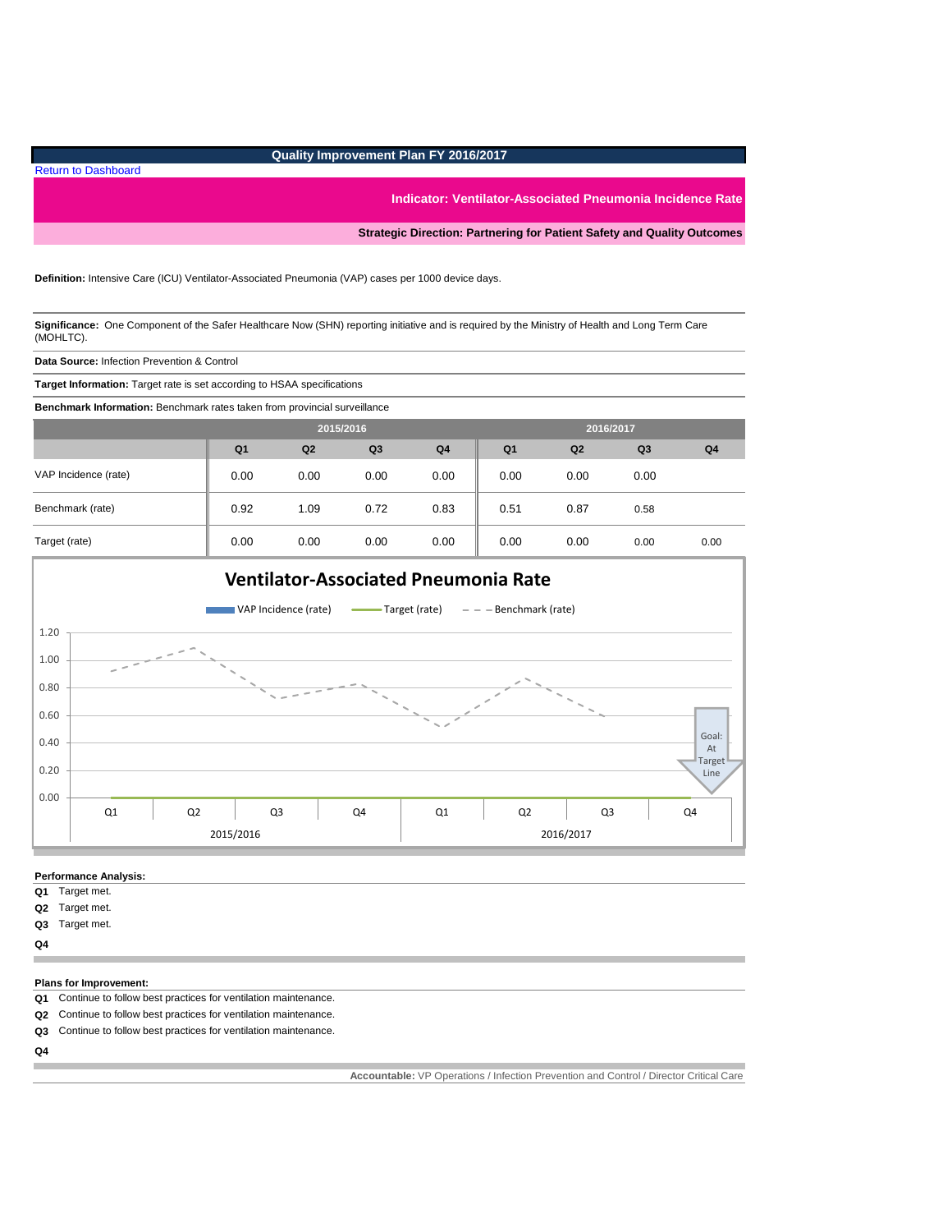# Quality Improvement Plan FY 2016/2017

Return to Dashboard

## Indicator: Ventilator-Associated Pneumonia Incidence Rate

**Strategic Direction: Partnering for Patient Safety and Quality Outcomes**

**Definition:** Intensive Care (ICU) Ventilator-Associated Pneumonia (VAP) cases per 1000 device days.

**Significance:** One Component of the Safer Healthcare Now (SHN) reporting initiative and is required by the Ministry of Health and Long Term Care (MOHLTC).

**Data Source:** Infection Prevention & Control

**Target Information:** Target rate is set according to HSAA specifications

**Benchmark Information:** Benchmark rates taken from provincial surveillance

| | 2015/2016 | | | | 2016/2017 | | | |
|---|---|---|---|---|---|---|---|---|
| | Q1 | Q2 | Q3 | Q4 | Q1 | Q2 | Q3 | Q4 |
| VAP Incidence (rate) | 0.00 | 0.00 | 0.00 | 0.00 | 0.00 | 0.00 | 0.00 | |
| Benchmark (rate) | 0.92 | 1.09 | 0.72 | 0.83 | 0.51 | 0.87 | 0.58 | |
| Target (rate) | 0.00 | 0.00 | 0.00 | 0.00 | 0.00 | 0.00 | 0.00 | 0.00 |

**Performance Analysis:**

**Q1** Target met.
**Q2** Target met.
**Q3** Target met.
**Q4**

**Plans for Improvement:**

**Q1** Continue to follow best practices for ventilation maintenance.
**Q2** Continue to follow best practices for ventilation maintenance.
**Q3** Continue to follow best practices for ventilation maintenance.
**Q4**

**Accountable:** VP Operations / Infection Prevention and Control / Director Critical Care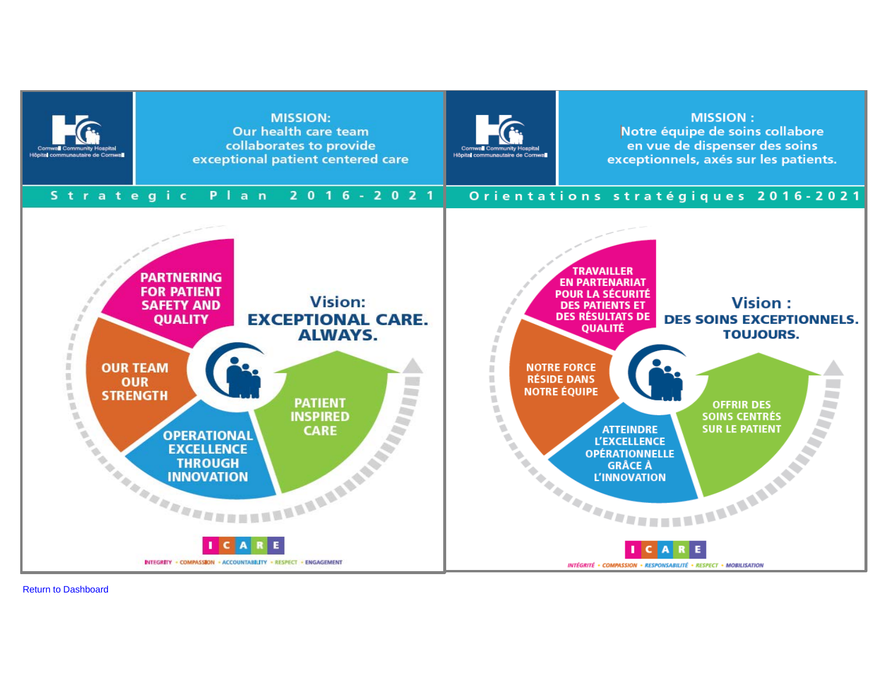Cornwall Community Hospital
Hôpital communautaire de Cornwall

**MISSION:**
Our health care team collaborates to provide exceptional patient centered care

## Strategic Plan 2016-2021

PARTNERING FOR PATIENT SAFETY AND QUALITY

OUR TEAM OUR STRENGTH

OPERATIONAL EXCELLENCE THROUGH INNOVATION

PATIENT INSPIRED CARE

**Vision:**
**EXCEPTIONAL CARE. ALWAYS.**

I C A R E

INTEGRITY • COMPASSION • ACCOUNTABILITY • RESPECT • ENGAGEMENT

Cornwall Community Hospital
Hôpital communautaire de Cornwall

**MISSION :**
Notre équipe de soins collabore en vue de dispenser des soins exceptionnels, axés sur les patients.

## Orientations stratégiques 2016-2021

TRAVAILLER EN PARTENARIAT POUR LA SÉCURITÉ DES PATIENTS ET DES RÉSULTATS DE QUALITÉ

NOTRE FORCE RÉSIDE DANS NOTRE ÉQUIPE

ATTEINDRE L'EXCELLENCE OPÉRATIONNELLE GRÂCE À L'INNOVATION

OFFRIR DES SOINS CENTRÉS SUR LE PATIENT

**Vision :**
**DES SOINS EXCEPTIONNELS. TOUJOURS.**

I C A R E

INTÉGRITÉ • COMPASSION • RESPONSABILITÉ • RESPECT • MOBILISATION

Return to Dashboard